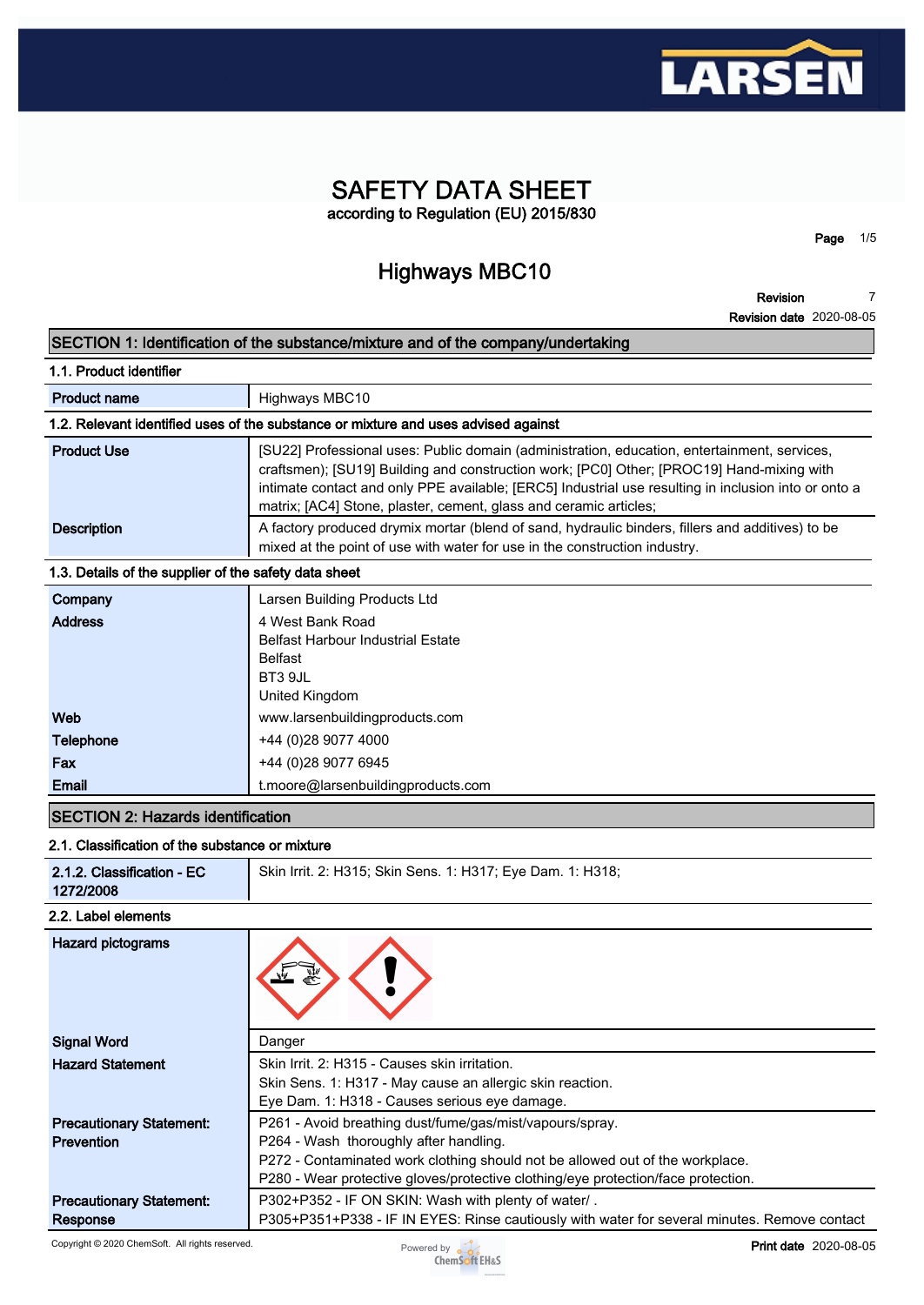# SAFETY DATA SHEET

according to Regulation (EU) 2015/830

# Highways MBC10

**Revision** 7
**Revision date** 2020-08-05

## SECTION 1: Identification of the substance/mixture and of the company/undertaking

### 1.1. Product identifier

| | |
|---|---|
| **Product name** | Highways MBC10 |

### 1.2. Relevant identified uses of the substance or mixture and uses advised against

| | |
|---|---|
| **Product Use** | [SU22] Professional uses: Public domain (administration, education, entertainment, services, craftsmen); [SU19] Building and construction work; [PC0] Other; [PROC19] Hand-mixing with intimate contact and only PPE available; [ERC5] Industrial use resulting in inclusion into or onto a matrix; [AC4] Stone, plaster, cement, glass and ceramic articles; |
| **Description** | A factory produced drymix mortar (blend of sand, hydraulic binders, fillers and additives) to be mixed at the point of use with water for use in the construction industry. |

### 1.3. Details of the supplier of the safety data sheet

| | |
|---|---|
| **Company** | Larsen Building Products Ltd |
| **Address** | 4 West Bank Road<br>Belfast Harbour Industrial Estate<br>Belfast<br>BT3 9JL<br>United Kingdom |
| **Web** | www.larsenbuildingproducts.com |
| **Telephone** | +44 (0)28 9077 4000 |
| **Fax** | +44 (0)28 9077 6945 |
| **Email** | t.moore@larsenbuildingproducts.com |

## SECTION 2: Hazards identification

### 2.1. Classification of the substance or mixture

| | |
|---|---|
| **2.1.2. Classification - EC 1272/2008** | Skin Irrit. 2: H315; Skin Sens. 1: H317; Eye Dam. 1: H318; |

### 2.2. Label elements

| | |
|---|---|
| **Hazard pictograms** | |
| **Signal Word** | Danger |
| **Hazard Statement** | Skin Irrit. 2: H315 - Causes skin irritation.<br>Skin Sens. 1: H317 - May cause an allergic skin reaction.<br>Eye Dam. 1: H318 - Causes serious eye damage. |
| **Precautionary Statement: Prevention** | P261 - Avoid breathing dust/fume/gas/mist/vapours/spray.<br>P264 - Wash thoroughly after handling.<br>P272 - Contaminated work clothing should not be allowed out of the workplace.<br>P280 - Wear protective gloves/protective clothing/eye protection/face protection. |
| **Precautionary Statement: Response** | P302+P352 - IF ON SKIN: Wash with plenty of water/ .<br>P305+P351+P338 - IF IN EYES: Rinse cautiously with water for several minutes. Remove contact |

Copyright © 2020 ChemSoft. All rights reserved.

**Print date** 2020-08-05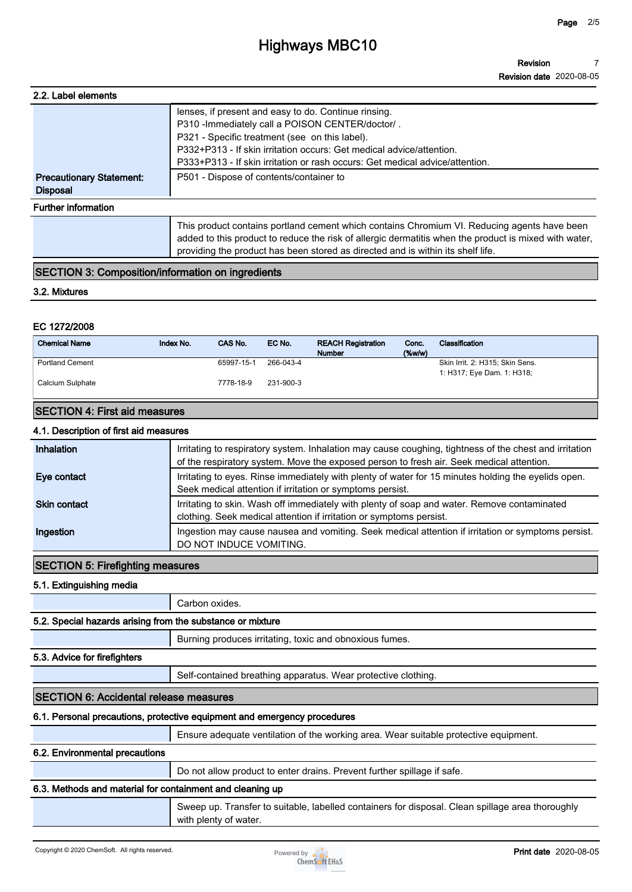### 2.2. Label elements

| | |
|---|---|
| | lenses, if present and easy to do. Continue rinsing.<br>P310 -Immediately call a POISON CENTER/doctor/ .<br>P321 - Specific treatment (see on this label).<br>P332+P313 - If skin irritation occurs: Get medical advice/attention.<br>P333+P313 - If skin irritation or rash occurs: Get medical advice/attention. |
| **Precautionary Statement: Disposal** | P501 - Dispose of contents/container to |

**Further information**

This product contains portland cement which contains Chromium VI. Reducing agents have been added to this product to reduce the risk of allergic dermatitis when the product is mixed with water, providing the product has been stored as directed and is within its shelf life.

## SECTION 3: Composition/information on ingredients

### 3.2. Mixtures

**EC 1272/2008**

| Chemical Name | Index No. | CAS No. | EC No. | REACH Registration Number | Conc. (%w/w) | Classification |
|---|---|---|---|---|---|---|
| Portland Cement | | 65997-15-1 | 266-043-4 | | | Skin Irrit. 2: H315; Skin Sens. 1: H317; Eye Dam. 1: H318; |
| Calcium Sulphate | | 7778-18-9 | 231-900-3 | | | |

## SECTION 4: First aid measures

### 4.1. Description of first aid measures

| | |
|---|---|
| **Inhalation** | Irritating to respiratory system. Inhalation may cause coughing, tightness of the chest and irritation of the respiratory system. Move the exposed person to fresh air. Seek medical attention. |
| **Eye contact** | Irritating to eyes. Rinse immediately with plenty of water for 15 minutes holding the eyelids open. Seek medical attention if irritation or symptoms persist. |
| **Skin contact** | Irritating to skin. Wash off immediately with plenty of soap and water. Remove contaminated clothing. Seek medical attention if irritation or symptoms persist. |
| **Ingestion** | Ingestion may cause nausea and vomiting. Seek medical attention if irritation or symptoms persist. DO NOT INDUCE VOMITING. |

## SECTION 5: Firefighting measures

### 5.1. Extinguishing media

Carbon oxides.

### 5.2. Special hazards arising from the substance or mixture

Burning produces irritating, toxic and obnoxious fumes.

### 5.3. Advice for firefighters

Self-contained breathing apparatus. Wear protective clothing.

## SECTION 6: Accidental release measures

### 6.1. Personal precautions, protective equipment and emergency procedures

Ensure adequate ventilation of the working area. Wear suitable protective equipment.

### 6.2. Environmental precautions

Do not allow product to enter drains. Prevent further spillage if safe.

### 6.3. Methods and material for containment and cleaning up

Sweep up. Transfer to suitable, labelled containers for disposal. Clean spillage area thoroughly with plenty of water.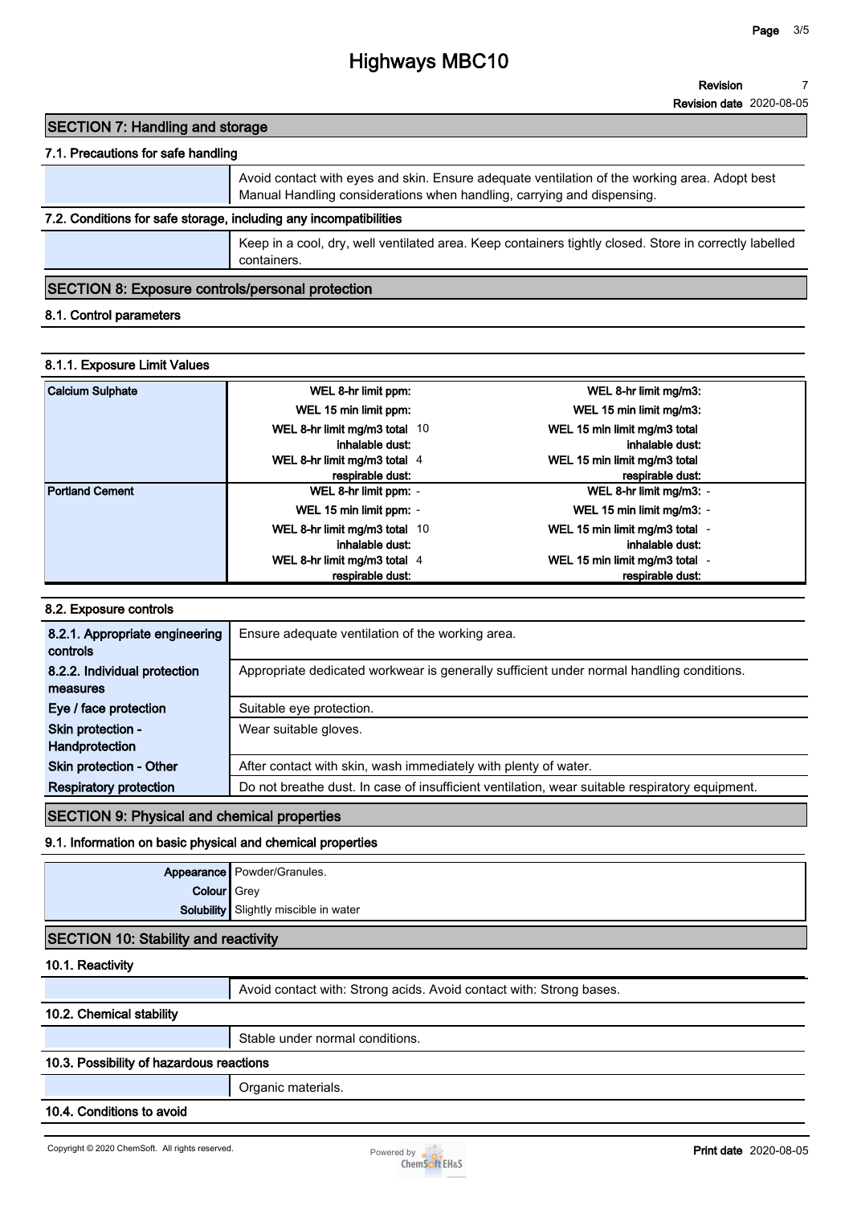## SECTION 7: Handling and storage

### 7.1. Precautions for safe handling

| | |
|---|---|
| | Avoid contact with eyes and skin. Ensure adequate ventilation of the working area. Adopt best Manual Handling considerations when handling, carrying and dispensing. |

### 7.2. Conditions for safe storage, including any incompatibilities

| | |
|---|---|
| | Keep in a cool, dry, well ventilated area. Keep containers tightly closed. Store in correctly labelled containers. |

## SECTION 8: Exposure controls/personal protection

### 8.1. Control parameters

#### 8.1.1. Exposure Limit Values

| | | | | |
|---|---|---|---|---|
| **Calcium Sulphate** | **WEL 8-hr limit ppm:** | | **WEL 8-hr limit mg/m3:** | |
| | **WEL 15 min limit ppm:** | | **WEL 15 min limit mg/m3:** | |
| | **WEL 8-hr limit mg/m3 total inhalable dust:** | 10 | **WEL 15 min limit mg/m3 total inhalable dust:** | |
| | **WEL 8-hr limit mg/m3 total respirable dust:** | 4 | **WEL 15 min limit mg/m3 total respirable dust:** | |
| **Portland Cement** | **WEL 8-hr limit ppm:** | - | **WEL 8-hr limit mg/m3:** | - |
| | **WEL 15 min limit ppm:** | - | **WEL 15 min limit mg/m3:** | - |
| | **WEL 8-hr limit mg/m3 total inhalable dust:** | 10 | **WEL 15 min limit mg/m3 total inhalable dust:** | - |
| | **WEL 8-hr limit mg/m3 total respirable dust:** | 4 | **WEL 15 min limit mg/m3 total respirable dust:** | - |

### 8.2. Exposure controls

| | |
|---|---|
| **8.2.1. Appropriate engineering controls** | Ensure adequate ventilation of the working area. |
| **8.2.2. Individual protection measures** | Appropriate dedicated workwear is generally sufficient under normal handling conditions. |
| **Eye / face protection** | Suitable eye protection. |
| **Skin protection - Handprotection** | Wear suitable gloves. |
| **Skin protection - Other** | After contact with skin, wash immediately with plenty of water. |
| **Respiratory protection** | Do not breathe dust. In case of insufficient ventilation, wear suitable respiratory equipment. |

## SECTION 9: Physical and chemical properties

### 9.1. Information on basic physical and chemical properties

| | |
|---|---|
| **Appearance** | Powder/Granules. |
| **Colour** | Grey |
| **Solubility** | Slightly miscible in water |

## SECTION 10: Stability and reactivity

### 10.1. Reactivity

| | |
|---|---|
| | Avoid contact with: Strong acids. Avoid contact with: Strong bases. |

### 10.2. Chemical stability

| | |
|---|---|
| | Stable under normal conditions. |

### 10.3. Possibility of hazardous reactions

| | |
|---|---|
| | Organic materials. |

### 10.4. Conditions to avoid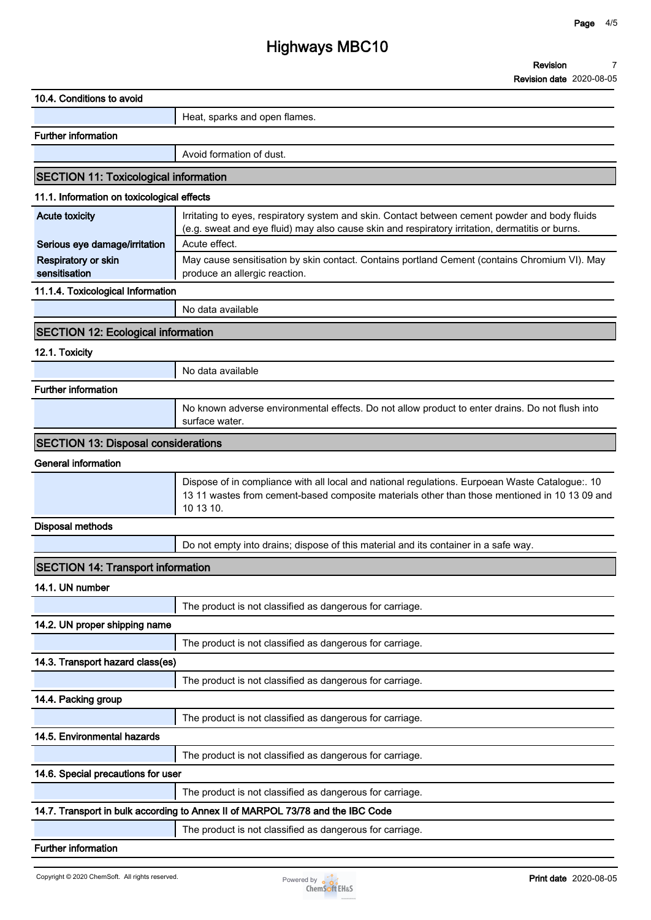### 10.4. Conditions to avoid

| | |
|---|---|
| | Heat, sparks and open flames. |

### Further information

| | |
|---|---|
| | Avoid formation of dust. |

## SECTION 11: Toxicological information

### 11.1. Information on toxicological effects

| | |
|---|---|
| **Acute toxicity** | Irritating to eyes, respiratory system and skin. Contact between cement powder and body fluids (e.g. sweat and eye fluid) may also cause skin and respiratory irritation, dermatitis or burns. |
| **Serious eye damage/irritation** | Acute effect. |
| **Respiratory or skin sensitisation** | May cause sensitisation by skin contact. Contains portland Cement (contains Chromium VI). May produce an allergic reaction. |

### 11.1.4. Toxicological Information

| | |
|---|---|
| | No data available |

## SECTION 12: Ecological information

### 12.1. Toxicity

| | |
|---|---|
| | No data available |

### Further information

| | |
|---|---|
| | No known adverse environmental effects. Do not allow product to enter drains. Do not flush into surface water. |

## SECTION 13: Disposal considerations

### General information

| | |
|---|---|
| | Dispose of in compliance with all local and national regulations. Eurpoean Waste Catalogue:. 10 13 11 wastes from cement-based composite materials other than those mentioned in 10 13 09 and 10 13 10. |

### Disposal methods

| | |
|---|---|
| | Do not empty into drains; dispose of this material and its container in a safe way. |

## SECTION 14: Transport information

### 14.1. UN number

| | |
|---|---|
| | The product is not classified as dangerous for carriage. |

### 14.2. UN proper shipping name

| | |
|---|---|
| | The product is not classified as dangerous for carriage. |

### 14.3. Transport hazard class(es)

| | |
|---|---|
| | The product is not classified as dangerous for carriage. |

### 14.4. Packing group

| | |
|---|---|
| | The product is not classified as dangerous for carriage. |

### 14.5. Environmental hazards

| | |
|---|---|
| | The product is not classified as dangerous for carriage. |

### 14.6. Special precautions for user

| | |
|---|---|
| | The product is not classified as dangerous for carriage. |

### 14.7. Transport in bulk according to Annex II of MARPOL 73/78 and the IBC Code

| | |
|---|---|
| | The product is not classified as dangerous for carriage. |

### Further information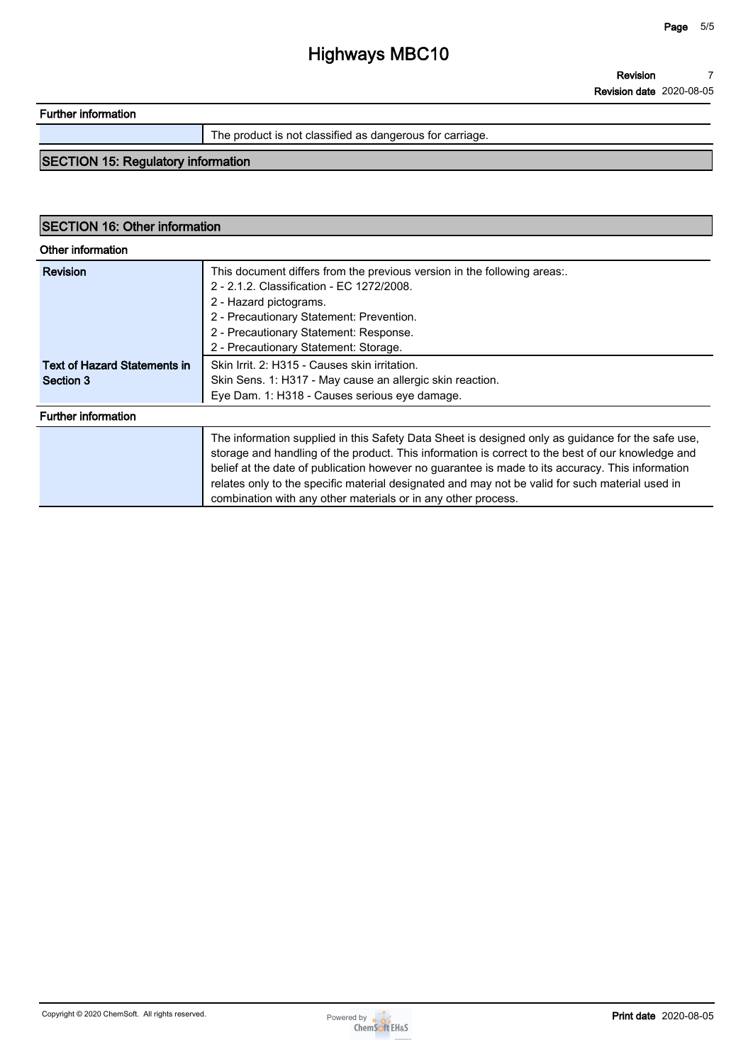### Further information

| | |
|---|---|
| | The product is not classified as dangerous for carriage. |

## SECTION 15: Regulatory information

## SECTION 16: Other information

### Other information

| | |
|---|---|
| **Revision** | This document differs from the previous version in the following areas:.<br>2 - 2.1.2. Classification - EC 1272/2008.<br>2 - Hazard pictograms.<br>2 - Precautionary Statement: Prevention.<br>2 - Precautionary Statement: Response.<br>2 - Precautionary Statement: Storage. |
| **Text of Hazard Statements in Section 3** | Skin Irrit. 2: H315 - Causes skin irritation.<br>Skin Sens. 1: H317 - May cause an allergic skin reaction.<br>Eye Dam. 1: H318 - Causes serious eye damage. |

### Further information

| | |
|---|---|
| | The information supplied in this Safety Data Sheet is designed only as guidance for the safe use, storage and handling of the product. This information is correct to the best of our knowledge and belief at the date of publication however no guarantee is made to its accuracy. This information relates only to the specific material designated and may not be valid for such material used in combination with any other materials or in any other process. |